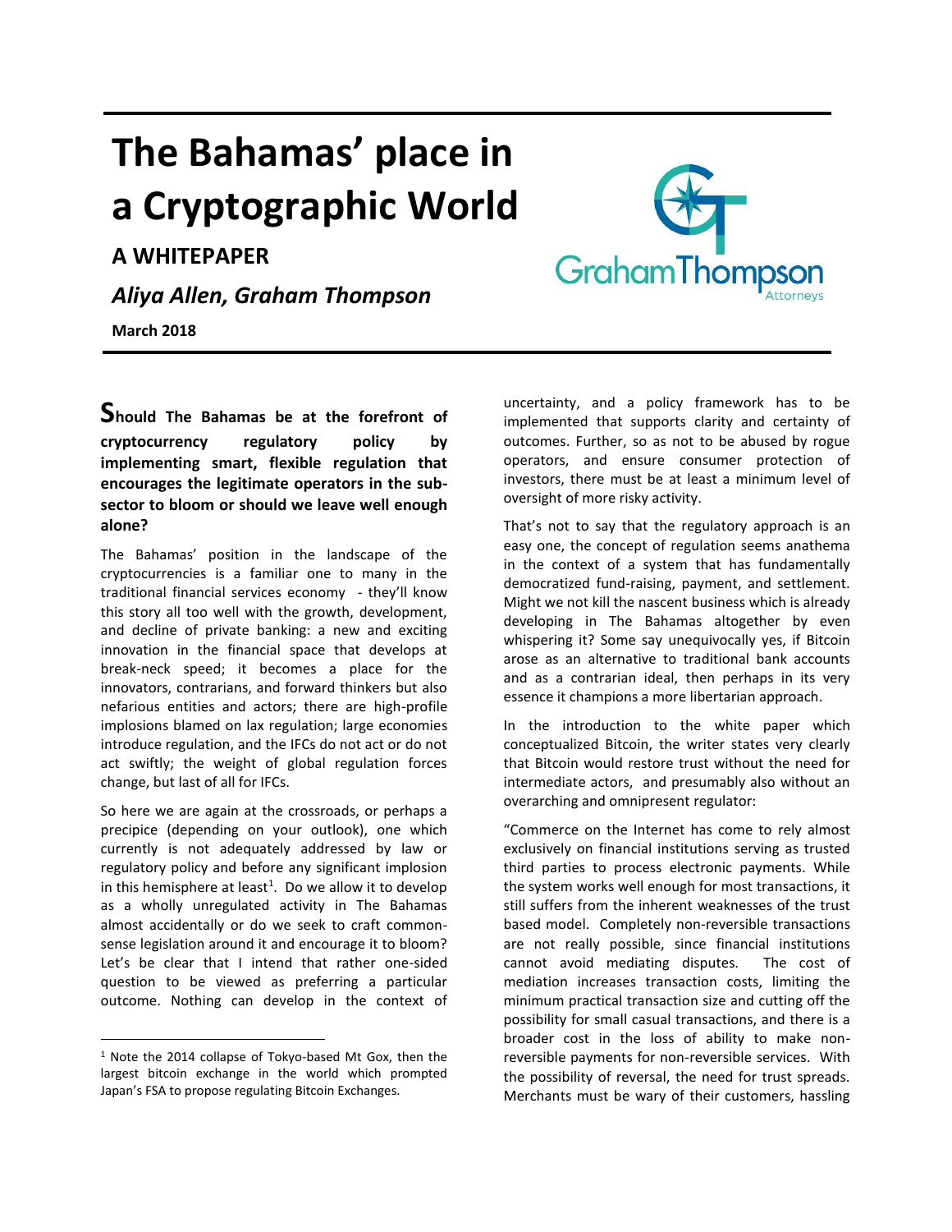# The Bahamas' place in a Cryptographic World

## A WHITEPAPER

### *Aliya Allen, Graham Thompson*

**March 2018**

**Should The Bahamas be at the forefront of cryptocurrency regulatory policy by implementing smart, flexible regulation that encourages the legitimate operators in the sub-sector to bloom or should we leave well enough alone?**

The Bahamas' position in the landscape of the cryptocurrencies is a familiar one to many in the traditional financial services economy - they'll know this story all too well with the growth, development, and decline of private banking: a new and exciting innovation in the financial space that develops at break-neck speed; it becomes a place for the innovators, contrarians, and forward thinkers but also nefarious entities and actors; there are high-profile implosions blamed on lax regulation; large economies introduce regulation, and the IFCs do not act or do not act swiftly; the weight of global regulation forces change, but last of all for IFCs.

So here we are again at the crossroads, or perhaps a precipice (depending on your outlook), one which currently is not adequately addressed by law or regulatory policy and before any significant implosion in this hemisphere at least[1]. Do we allow it to develop as a wholly unregulated activity in The Bahamas almost accidentally or do we seek to craft common-sense legislation around it and encourage it to bloom? Let's be clear that I intend that rather one-sided question to be viewed as preferring a particular outcome. Nothing can develop in the context of uncertainty, and a policy framework has to be implemented that supports clarity and certainty of outcomes. Further, so as not to be abused by rogue operators, and ensure consumer protection of investors, there must be at least a minimum level of oversight of more risky activity.

That's not to say that the regulatory approach is an easy one, the concept of regulation seems anathema in the context of a system that has fundamentally democratized fund-raising, payment, and settlement. Might we not kill the nascent business which is already developing in The Bahamas altogether by even whispering it? Some say unequivocally yes, if Bitcoin arose as an alternative to traditional bank accounts and as a contrarian ideal, then perhaps in its very essence it champions a more libertarian approach.

In the introduction to the white paper which conceptualized Bitcoin, the writer states very clearly that Bitcoin would restore trust without the need for intermediate actors, and presumably also without an overarching and omnipresent regulator:

"Commerce on the Internet has come to rely almost exclusively on financial institutions serving as trusted third parties to process electronic payments. While the system works well enough for most transactions, it still suffers from the inherent weaknesses of the trust based model. Completely non-reversible transactions are not really possible, since financial institutions cannot avoid mediating disputes. The cost of mediation increases transaction costs, limiting the minimum practical transaction size and cutting off the possibility for small casual transactions, and there is a broader cost in the loss of ability to make non-reversible payments for non-reversible services. With the possibility of reversal, the need for trust spreads. Merchants must be wary of their customers, hassling

[1] Note the 2014 collapse of Tokyo-based Mt Gox, then the largest bitcoin exchange in the world which prompted Japan's FSA to propose regulating Bitcoin Exchanges.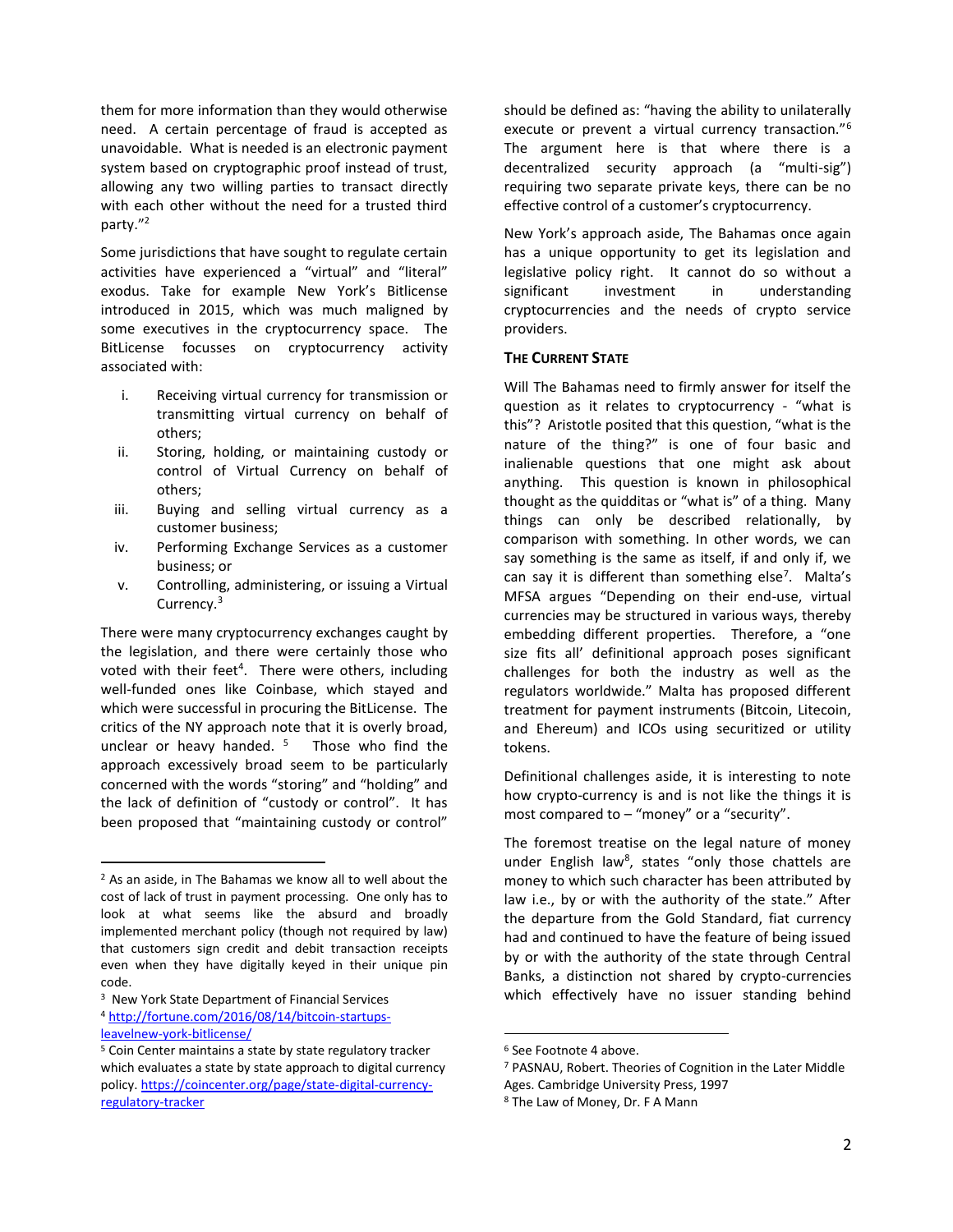them for more information than they would otherwise need. A certain percentage of fraud is accepted as unavoidable. What is needed is an electronic payment system based on cryptographic proof instead of trust, allowing any two willing parties to transact directly with each other without the need for a trusted third party."[2]

Some jurisdictions that have sought to regulate certain activities have experienced a "virtual" and "literal" exodus. Take for example New York's Bitlicense introduced in 2015, which was much maligned by some executives in the cryptocurrency space. The BitLicense focusses on cryptocurrency activity associated with:

i. Receiving virtual currency for transmission or transmitting virtual currency on behalf of others;
ii. Storing, holding, or maintaining custody or control of Virtual Currency on behalf of others;
iii. Buying and selling virtual currency as a customer business;
iv. Performing Exchange Services as a customer business; or
v. Controlling, administering, or issuing a Virtual Currency.[3]

There were many cryptocurrency exchanges caught by the legislation, and there were certainly those who voted with their feet[4]. There were others, including well-funded ones like Coinbase, which stayed and which were successful in procuring the BitLicense. The critics of the NY approach note that it is overly broad, unclear or heavy handed. [5] Those who find the approach excessively broad seem to be particularly concerned with the words "storing" and "holding" and the lack of definition of "custody or control". It has been proposed that "maintaining custody or control" should be defined as: "having the ability to unilaterally execute or prevent a virtual currency transaction."[6] The argument here is that where there is a decentralized security approach (a "multi-sig") requiring two separate private keys, there can be no effective control of a customer's cryptocurrency.

New York's approach aside, The Bahamas once again has a unique opportunity to get its legislation and legislative policy right. It cannot do so without a significant investment in understanding cryptocurrencies and the needs of crypto service providers.

## The Current State

Will The Bahamas need to firmly answer for itself the question as it relates to cryptocurrency - "what is this"? Aristotle posited that this question, "what is the nature of the thing?" is one of four basic and inalienable questions that one might ask about anything. This question is known in philosophical thought as the quidditas or "what is" of a thing. Many things can only be described relationally, by comparison with something. In other words, we can say something is the same as itself, if and only if, we can say it is different than something else[7]. Malta's MFSA argues "Depending on their end-use, virtual currencies may be structured in various ways, thereby embedding different properties. Therefore, a "one size fits all' definitional approach poses significant challenges for both the industry as well as the regulators worldwide." Malta has proposed different treatment for payment instruments (Bitcoin, Litecoin, and Ehereum) and ICOs using securitized or utility tokens.

Definitional challenges aside, it is interesting to note how crypto-currency is and is not like the things it is most compared to – "money" or a "security".

The foremost treatise on the legal nature of money under English law[8], states "only those chattels are money to which such character has been attributed by law i.e., by or with the authority of the state." After the departure from the Gold Standard, fiat currency had and continued to have the feature of being issued by or with the authority of the state through Central Banks, a distinction not shared by crypto-currencies which effectively have no issuer standing behind

---

[2] As an aside, in The Bahamas we know all to well about the cost of lack of trust in payment processing. One only has to look at what seems like the absurd and broadly implemented merchant policy (though not required by law) that customers sign credit and debit transaction receipts even when they have digitally keyed in their unique pin code.

[3] New York State Department of Financial Services

[4] http://fortune.com/2016/08/14/bitcoin-startups-leavelnew-york-bitlicense/

[5] Coin Center maintains a state by state regulatory tracker which evaluates a state by state approach to digital currency policy. https://coincenter.org/page/state-digital-currency-regulatory-tracker

[6] See Footnote 4 above.

[7] PASNAU, Robert. Theories of Cognition in the Later Middle Ages. Cambridge University Press, 1997

[8] The Law of Money, Dr. F A Mann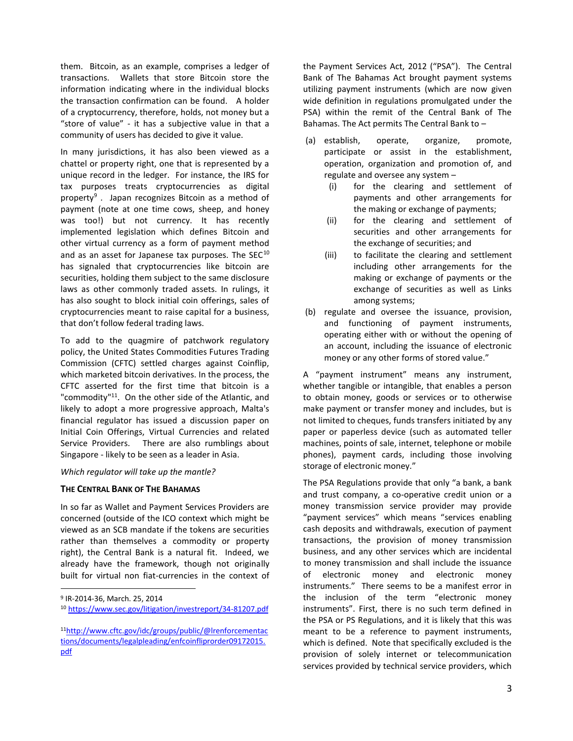them. Bitcoin, as an example, comprises a ledger of transactions. Wallets that store Bitcoin store the information indicating where in the individual blocks the transaction confirmation can be found. A holder of a cryptocurrency, therefore, holds, not money but a "store of value" - it has a subjective value in that a community of users has decided to give it value.

In many jurisdictions, it has also been viewed as a chattel or property right, one that is represented by a unique record in the ledger. For instance, the IRS for tax purposes treats cryptocurrencies as digital property[9]. Japan recognizes Bitcoin as a method of payment (note at one time cows, sheep, and honey was too!) but not currency. It has recently implemented legislation which defines Bitcoin and other virtual currency as a form of payment method and as an asset for Japanese tax purposes. The SEC[10] has signaled that cryptocurrencies like bitcoin are securities, holding them subject to the same disclosure laws as other commonly traded assets. In rulings, it has also sought to block initial coin offerings, sales of cryptocurrencies meant to raise capital for a business, that don't follow federal trading laws.

To add to the quagmire of patchwork regulatory policy, the United States Commodities Futures Trading Commission (CFTC) settled charges against Coinflip, which marketed bitcoin derivatives. In the process, the CFTC asserted for the first time that bitcoin is a "commodity"[11]. On the other side of the Atlantic, and likely to adopt a more progressive approach, Malta's financial regulator has issued a discussion paper on Initial Coin Offerings, Virtual Currencies and related Service Providers. There are also rumblings about Singapore - likely to be seen as a leader in Asia.

*Which regulator will take up the mantle?*

## THE CENTRAL BANK OF THE BAHAMAS

In so far as Wallet and Payment Services Providers are concerned (outside of the ICO context which might be viewed as an SCB mandate if the tokens are securities rather than themselves a commodity or property right), the Central Bank is a natural fit. Indeed, we already have the framework, though not originally built for virtual non fiat-currencies in the context of the Payment Services Act, 2012 ("PSA"). The Central Bank of The Bahamas Act brought payment systems utilizing payment instruments (which are now given wide definition in regulations promulgated under the PSA) within the remit of the Central Bank of The Bahamas. The Act permits The Central Bank to –

(a) establish, operate, organize, promote, participate or assist in the establishment, operation, organization and promotion of, and regulate and oversee any system –
   (i) for the clearing and settlement of payments and other arrangements for the making or exchange of payments;
   (ii) for the clearing and settlement of securities and other arrangements for the exchange of securities; and
   (iii) to facilitate the clearing and settlement including other arrangements for the making or exchange of payments or the exchange of securities as well as Links among systems;

(b) regulate and oversee the issuance, provision, and functioning of payment instruments, operating either with or without the opening of an account, including the issuance of electronic money or any other forms of stored value."

A "payment instrument" means any instrument, whether tangible or intangible, that enables a person to obtain money, goods or services or to otherwise make payment or transfer money and includes, but is not limited to cheques, funds transfers initiated by any paper or paperless device (such as automated teller machines, points of sale, internet, telephone or mobile phones), payment cards, including those involving storage of electronic money."

The PSA Regulations provide that only "a bank, a bank and trust company, a co-operative credit union or a money transmission service provider may provide "payment services" which means "services enabling cash deposits and withdrawals, execution of payment transactions, the provision of money transmission business, and any other services which are incidental to money transmission and shall include the issuance of electronic money and electronic money instruments." There seems to be a manifest error in the inclusion of the term "electronic money instruments". First, there is no such term defined in the PSA or PS Regulations, and it is likely that this was meant to be a reference to payment instruments, which is defined. Note that specifically excluded is the provision of solely internet or telecommunication services provided by technical service providers, which

---

[9] IR-2014-36, March. 25, 2014

[10] https://www.sec.gov/litigation/investreport/34-81207.pdf

[11] http://www.cftc.gov/idc/groups/public/@lrenforcementactions/documents/legalpleading/enfcoinfliprorder09172015.pdf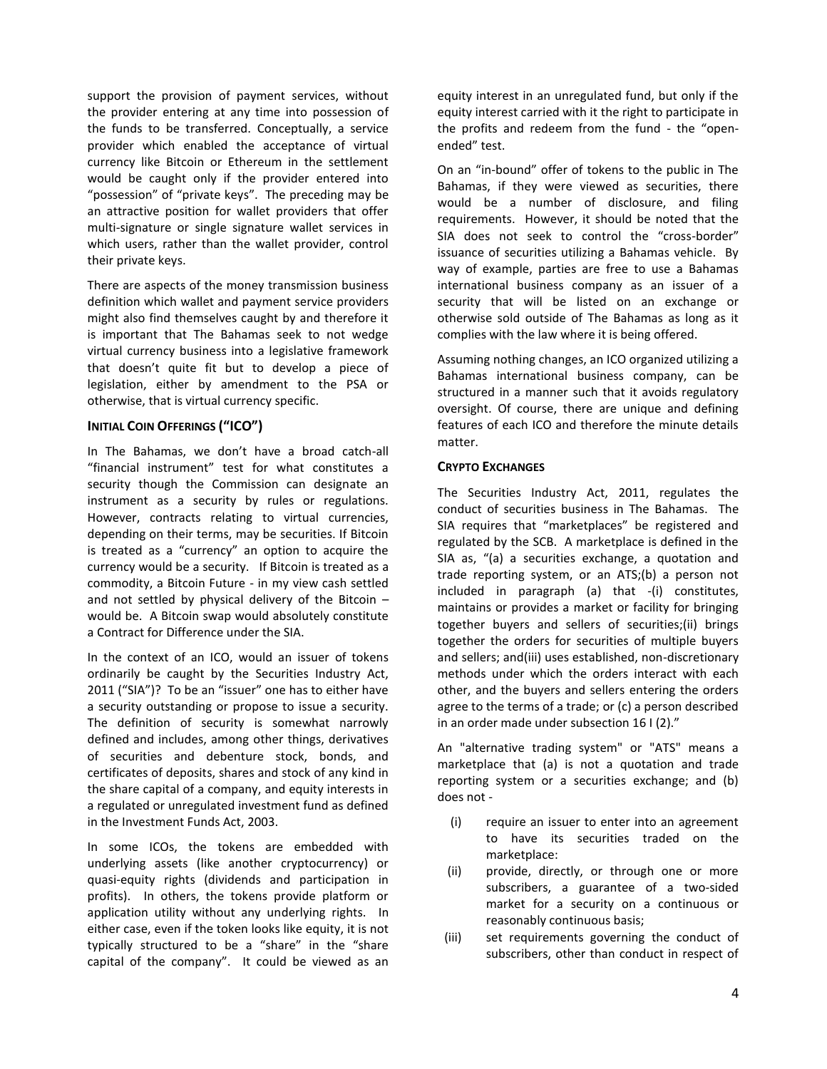support the provision of payment services, without the provider entering at any time into possession of the funds to be transferred. Conceptually, a service provider which enabled the acceptance of virtual currency like Bitcoin or Ethereum in the settlement would be caught only if the provider entered into "possession" of "private keys". The preceding may be an attractive position for wallet providers that offer multi-signature or single signature wallet services in which users, rather than the wallet provider, control their private keys.

There are aspects of the money transmission business definition which wallet and payment service providers might also find themselves caught by and therefore it is important that The Bahamas seek to not wedge virtual currency business into a legislative framework that doesn't quite fit but to develop a piece of legislation, either by amendment to the PSA or otherwise, that is virtual currency specific.

### INITIAL COIN OFFERINGS ("ICO")

In The Bahamas, we don't have a broad catch-all "financial instrument" test for what constitutes a security though the Commission can designate an instrument as a security by rules or regulations. However, contracts relating to virtual currencies, depending on their terms, may be securities. If Bitcoin is treated as a "currency" an option to acquire the currency would be a security. If Bitcoin is treated as a commodity, a Bitcoin Future - in my view cash settled and not settled by physical delivery of the Bitcoin – would be. A Bitcoin swap would absolutely constitute a Contract for Difference under the SIA.

In the context of an ICO, would an issuer of tokens ordinarily be caught by the Securities Industry Act, 2011 ("SIA")? To be an "issuer" one has to either have a security outstanding or propose to issue a security. The definition of security is somewhat narrowly defined and includes, among other things, derivatives of securities and debenture stock, bonds, and certificates of deposits, shares and stock of any kind in the share capital of a company, and equity interests in a regulated or unregulated investment fund as defined in the Investment Funds Act, 2003.

In some ICOs, the tokens are embedded with underlying assets (like another cryptocurrency) or quasi-equity rights (dividends and participation in profits). In others, the tokens provide platform or application utility without any underlying rights. In either case, even if the token looks like equity, it is not typically structured to be a "share" in the "share capital of the company". It could be viewed as an equity interest in an unregulated fund, but only if the equity interest carried with it the right to participate in the profits and redeem from the fund - the "open-ended" test.

On an "in-bound" offer of tokens to the public in The Bahamas, if they were viewed as securities, there would be a number of disclosure, and filing requirements. However, it should be noted that the SIA does not seek to control the "cross-border" issuance of securities utilizing a Bahamas vehicle. By way of example, parties are free to use a Bahamas international business company as an issuer of a security that will be listed on an exchange or otherwise sold outside of The Bahamas as long as it complies with the law where it is being offered.

Assuming nothing changes, an ICO organized utilizing a Bahamas international business company, can be structured in a manner such that it avoids regulatory oversight. Of course, there are unique and defining features of each ICO and therefore the minute details matter.

### CRYPTO EXCHANGES

The Securities Industry Act, 2011, regulates the conduct of securities business in The Bahamas. The SIA requires that "marketplaces" be registered and regulated by the SCB. A marketplace is defined in the SIA as, "(a) a securities exchange, a quotation and trade reporting system, or an ATS;(b) a person not included in paragraph (a) that -(i) constitutes, maintains or provides a market or facility for bringing together buyers and sellers of securities;(ii) brings together the orders for securities of multiple buyers and sellers; and(iii) uses established, non-discretionary methods under which the orders interact with each other, and the buyers and sellers entering the orders agree to the terms of a trade; or (c) a person described in an order made under subsection 16 I (2)."

An "alternative trading system" or "ATS" means a marketplace that (a) is not a quotation and trade reporting system or a securities exchange; and (b) does not -

- (i) require an issuer to enter into an agreement to have its securities traded on the marketplace:
- (ii) provide, directly, or through one or more subscribers, a guarantee of a two-sided market for a security on a continuous or reasonably continuous basis;
- (iii) set requirements governing the conduct of subscribers, other than conduct in respect of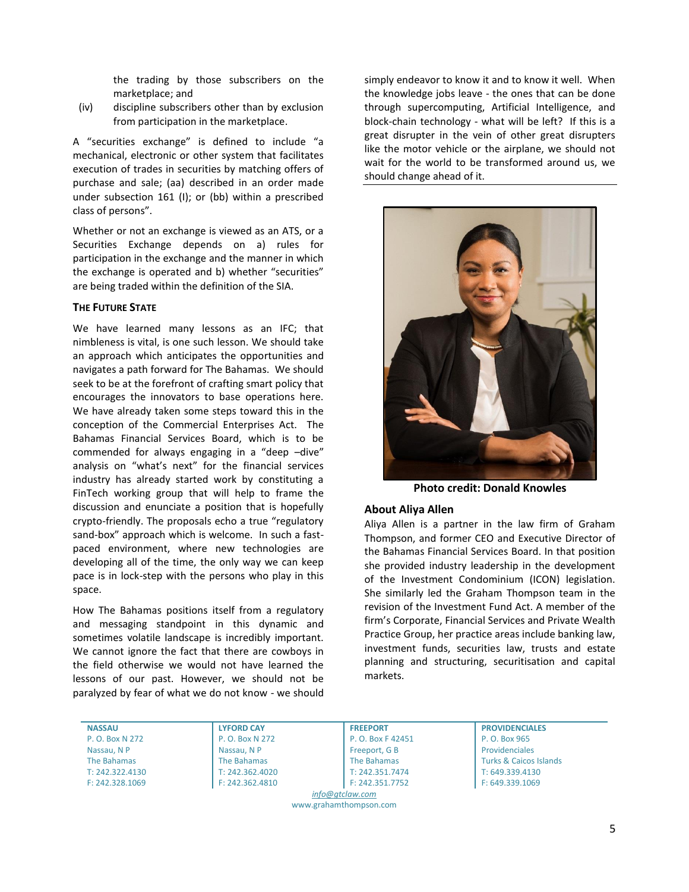the trading by those subscribers on the marketplace; and

(iv) discipline subscribers other than by exclusion from participation in the marketplace.

A "securities exchange" is defined to include "a mechanical, electronic or other system that facilitates execution of trades in securities by matching offers of purchase and sale; (aa) described in an order made under subsection 161 (I); or (bb) within a prescribed class of persons".

Whether or not an exchange is viewed as an ATS, or a Securities Exchange depends on a) rules for participation in the exchange and the manner in which the exchange is operated and b) whether "securities" are being traded within the definition of the SIA.

**THE FUTURE STATE**

We have learned many lessons as an IFC; that nimbleness is vital, is one such lesson. We should take an approach which anticipates the opportunities and navigates a path forward for The Bahamas. We should seek to be at the forefront of crafting smart policy that encourages the innovators to base operations here. We have already taken some steps toward this in the conception of the Commercial Enterprises Act. The Bahamas Financial Services Board, which is to be commended for always engaging in a "deep –dive" analysis on "what's next" for the financial services industry has already started work by constituting a FinTech working group that will help to frame the discussion and enunciate a position that is hopefully crypto-friendly. The proposals echo a true "regulatory sand-box" approach which is welcome. In such a fast-paced environment, where new technologies are developing all of the time, the only way we can keep pace is in lock-step with the persons who play in this space.

How The Bahamas positions itself from a regulatory and messaging standpoint in this dynamic and sometimes volatile landscape is incredibly important. We cannot ignore the fact that there are cowboys in the field otherwise we would not have learned the lessons of our past. However, we should not be paralyzed by fear of what we do not know - we should simply endeavor to know it and to know it well. When the knowledge jobs leave - the ones that can be done through supercomputing, Artificial Intelligence, and block-chain technology - what will be left? If this is a great disrupter in the vein of other great disrupters like the motor vehicle or the airplane, we should not wait for the world to be transformed around us, we should change ahead of it.

**Photo credit: Donald Knowles**

**About Aliya Allen**

Aliya Allen is a partner in the law firm of Graham Thompson, and former CEO and Executive Director of the Bahamas Financial Services Board. In that position she provided industry leadership in the development of the Investment Condominium (ICON) legislation. She similarly led the Graham Thompson team in the revision of the Investment Fund Act. A member of the firm's Corporate, Financial Services and Private Wealth Practice Group, her practice areas include banking law, investment funds, securities law, trusts and estate planning and structuring, securitisation and capital markets.

| NASSAU | LYFORD CAY | FREEPORT | PROVIDENCIALES |
|---|---|---|---|
| P. O. Box N 272 | P. O. Box N 272 | P. O. Box F 42451 | P. O. Box 965 |
| Nassau, N P | Nassau, N P | Freeport, G B | Providenciales |
| The Bahamas | The Bahamas | The Bahamas | Turks & Caicos Islands |
| T: 242.322.4130 | T: 242.362.4020 | T: 242.351.7474 | T: 649.339.4130 |
| F: 242.328.1069 | F: 242.362.4810 | F: 242.351.7752 | F: 649.339.1069 |

info@gtclaw.com
www.grahamthompson.com